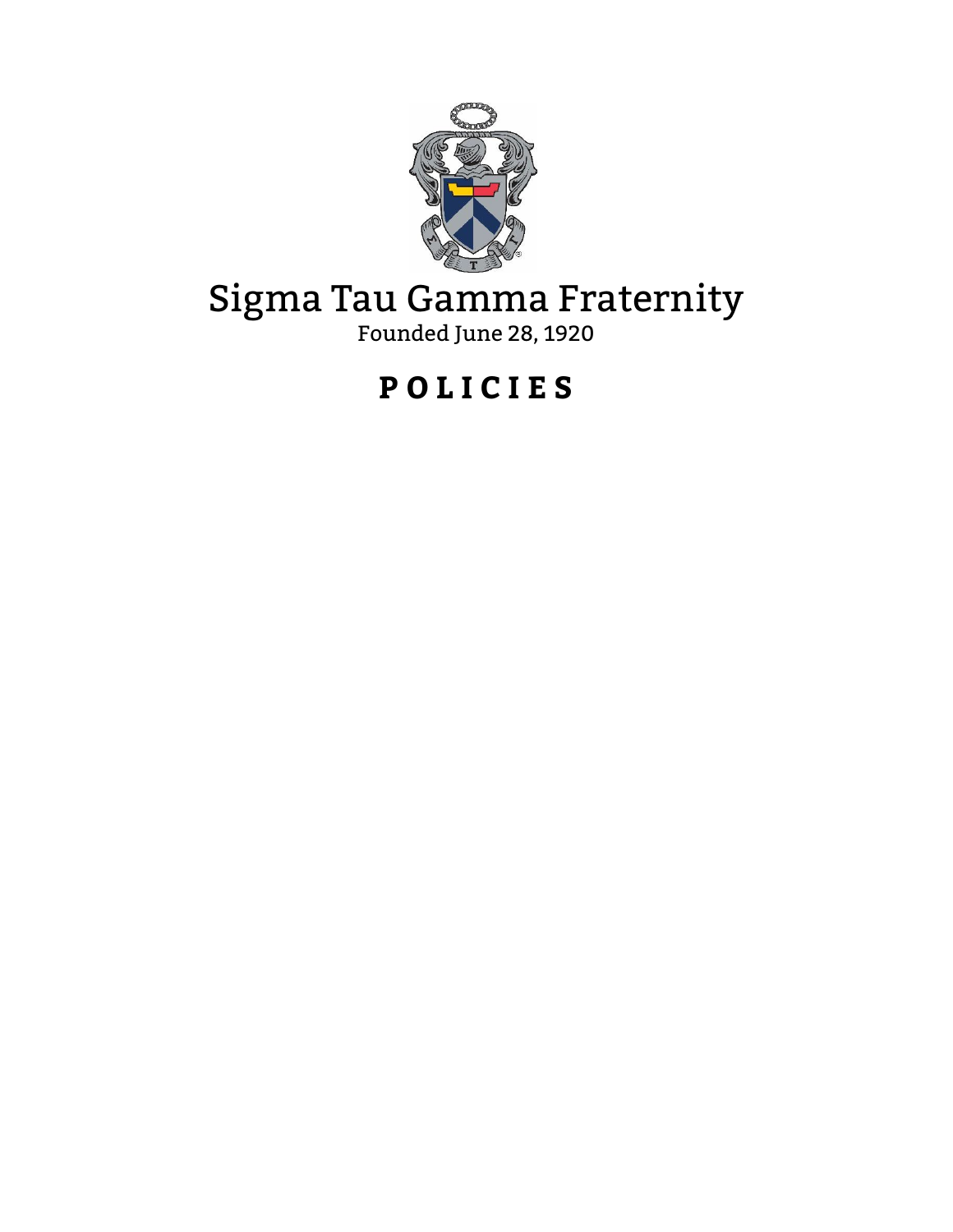# Sigma Tau Gamma Fraternity

Founded June 28, 1920

## P O L I C I E S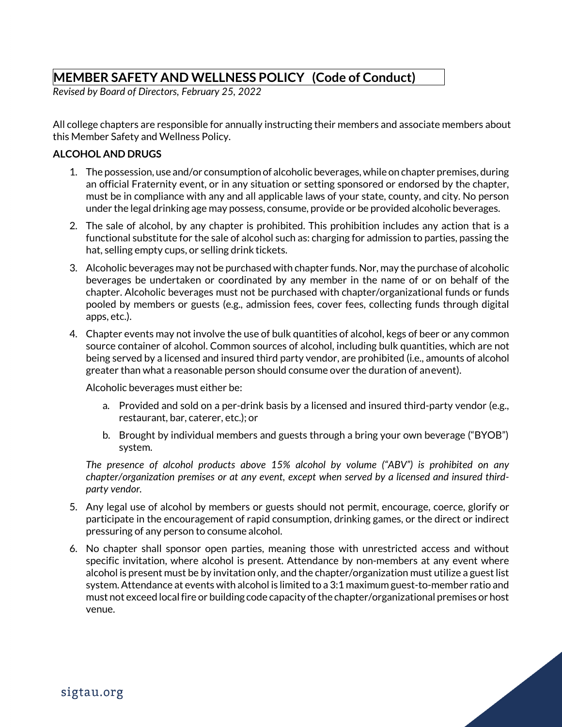# MEMBER SAFETY AND WELLNESS POLICY (Code of Conduct)

*Revised by Board of Directors, February 25, 2022*

All college chapters are responsible for annually instructing their members and associate members about this Member Safety and Wellness Policy.

**ALCOHOL AND DRUGS**

1. The possession, use and/or consumption of alcoholic beverages, while on chapter premises, during an official Fraternity event, or in any situation or setting sponsored or endorsed by the chapter, must be in compliance with any and all applicable laws of your state, county, and city. No person under the legal drinking age may possess, consume, provide or be provided alcoholic beverages.
2. The sale of alcohol, by any chapter is prohibited. This prohibition includes any action that is a functional substitute for the sale of alcohol such as: charging for admission to parties, passing the hat, selling empty cups, or selling drink tickets.
3. Alcoholic beverages may not be purchased with chapter funds. Nor, may the purchase of alcoholic beverages be undertaken or coordinated by any member in the name of or on behalf of the chapter. Alcoholic beverages must not be purchased with chapter/organizational funds or funds pooled by members or guests (e.g., admission fees, cover fees, collecting funds through digital apps, etc.).
4. Chapter events may not involve the use of bulk quantities of alcohol, kegs of beer or any common source container of alcohol. Common sources of alcohol, including bulk quantities, which are not being served by a licensed and insured third party vendor, are prohibited (i.e., amounts of alcohol greater than what a reasonable person should consume over the duration of anevent).

   Alcoholic beverages must either be:

   a. Provided and sold on a per-drink basis by a licensed and insured third-party vendor (e.g., restaurant, bar, caterer, etc.); or
   b. Brought by individual members and guests through a bring your own beverage ("BYOB") system.

   *The presence of alcohol products above 15% alcohol by volume ("ABV") is prohibited on any chapter/organization premises or at any event, except when served by a licensed and insured third-party vendor.*

5. Any legal use of alcohol by members or guests should not permit, encourage, coerce, glorify or participate in the encouragement of rapid consumption, drinking games, or the direct or indirect pressuring of any person to consume alcohol.
6. No chapter shall sponsor open parties, meaning those with unrestricted access and without specific invitation, where alcohol is present. Attendance by non-members at any event where alcohol is present must be by invitation only, and the chapter/organization must utilize a guest list system. Attendance at events with alcohol is limited to a 3:1 maximum guest-to-member ratio and must not exceed local fire or building code capacity of the chapter/organizational premises or host venue.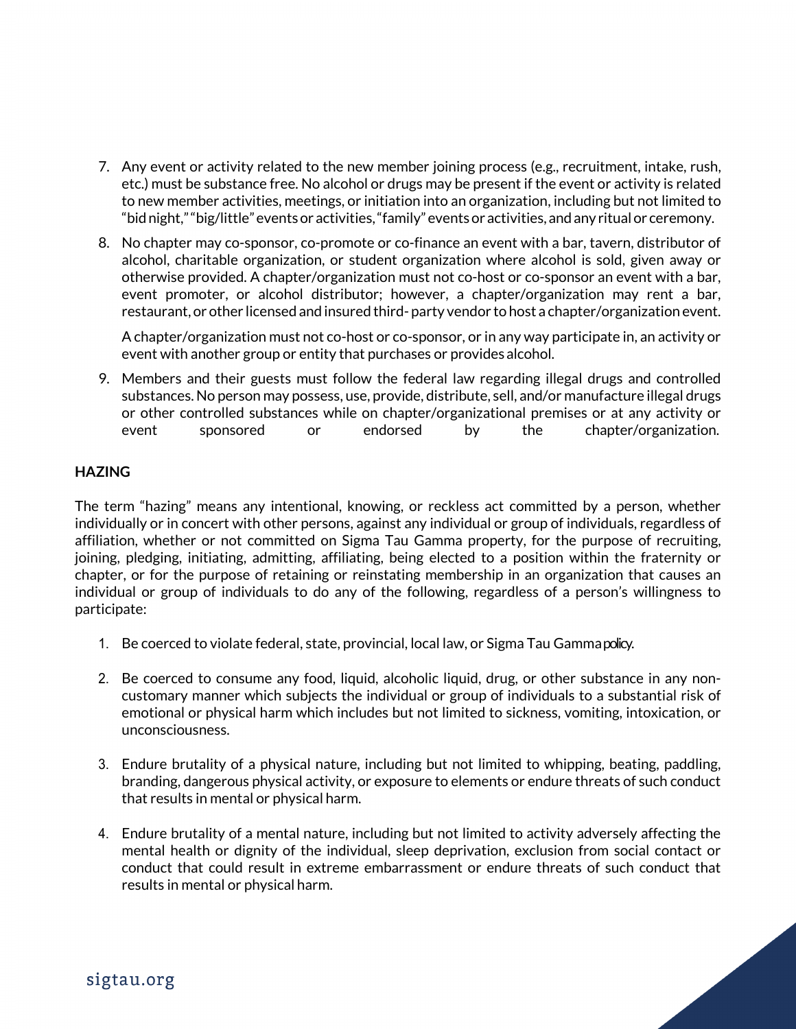7. Any event or activity related to the new member joining process (e.g., recruitment, intake, rush, etc.) must be substance free. No alcohol or drugs may be present if the event or activity is related to new member activities, meetings, or initiation into an organization, including but not limited to "bid night," "big/little" events or activities, "family" events or activities, and any ritual or ceremony.

8. No chapter may co-sponsor, co-promote or co-finance an event with a bar, tavern, distributor of alcohol, charitable organization, or student organization where alcohol is sold, given away or otherwise provided. A chapter/organization must not co-host or co-sponsor an event with a bar, event promoter, or alcohol distributor; however, a chapter/organization may rent a bar, restaurant, or other licensed and insured third- party vendor to host a chapter/organization event.

   A chapter/organization must not co-host or co-sponsor, or in any way participate in, an activity or event with another group or entity that purchases or provides alcohol.

9. Members and their guests must follow the federal law regarding illegal drugs and controlled substances. No person may possess, use, provide, distribute, sell, and/or manufacture illegal drugs or other controlled substances while on chapter/organizational premises or at any activity or event sponsored or endorsed by the chapter/organization.

**HAZING**

The term "hazing" means any intentional, knowing, or reckless act committed by a person, whether individually or in concert with other persons, against any individual or group of individuals, regardless of affiliation, whether or not committed on Sigma Tau Gamma property, for the purpose of recruiting, joining, pledging, initiating, admitting, affiliating, being elected to a position within the fraternity or chapter, or for the purpose of retaining or reinstating membership in an organization that causes an individual or group of individuals to do any of the following, regardless of a person's willingness to participate:

1. Be coerced to violate federal, state, provincial, local law, or Sigma Tau Gamma policy.

2. Be coerced to consume any food, liquid, alcoholic liquid, drug, or other substance in any non-customary manner which subjects the individual or group of individuals to a substantial risk of emotional or physical harm which includes but not limited to sickness, vomiting, intoxication, or unconsciousness.

3. Endure brutality of a physical nature, including but not limited to whipping, beating, paddling, branding, dangerous physical activity, or exposure to elements or endure threats of such conduct that results in mental or physical harm.

4. Endure brutality of a mental nature, including but not limited to activity adversely affecting the mental health or dignity of the individual, sleep deprivation, exclusion from social contact or conduct that could result in extreme embarrassment or endure threats of such conduct that results in mental or physical harm.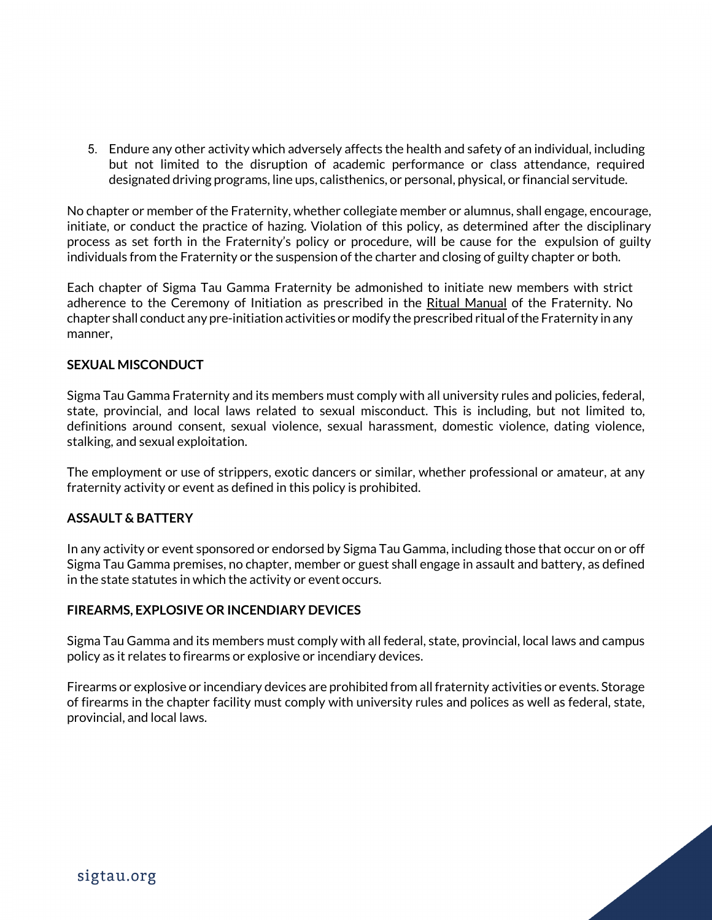5. Endure any other activity which adversely affects the health and safety of an individual, including but not limited to the disruption of academic performance or class attendance, required designated driving programs, line ups, calisthenics, or personal, physical, or financial servitude.

No chapter or member of the Fraternity, whether collegiate member or alumnus, shall engage, encourage, initiate, or conduct the practice of hazing. Violation of this policy, as determined after the disciplinary process as set forth in the Fraternity's policy or procedure, will be cause for the expulsion of guilty individuals from the Fraternity or the suspension of the charter and closing of guilty chapter or both.

Each chapter of Sigma Tau Gamma Fraternity be admonished to initiate new members with strict adherence to the Ceremony of Initiation as prescribed in the Ritual Manual of the Fraternity. No chapter shall conduct any pre-initiation activities or modify the prescribed ritual of the Fraternity in any manner,

**SEXUAL MISCONDUCT**

Sigma Tau Gamma Fraternity and its members must comply with all university rules and policies, federal, state, provincial, and local laws related to sexual misconduct. This is including, but not limited to, definitions around consent, sexual violence, sexual harassment, domestic violence, dating violence, stalking, and sexual exploitation.

The employment or use of strippers, exotic dancers or similar, whether professional or amateur, at any fraternity activity or event as defined in this policy is prohibited.

**ASSAULT & BATTERY**

In any activity or event sponsored or endorsed by Sigma Tau Gamma, including those that occur on or off Sigma Tau Gamma premises, no chapter, member or guest shall engage in assault and battery, as defined in the state statutes in which the activity or event occurs.

**FIREARMS, EXPLOSIVE OR INCENDIARY DEVICES**

Sigma Tau Gamma and its members must comply with all federal, state, provincial, local laws and campus policy as it relates to firearms or explosive or incendiary devices.

Firearms or explosive or incendiary devices are prohibited from all fraternity activities or events. Storage of firearms in the chapter facility must comply with university rules and polices as well as federal, state, provincial, and local laws.